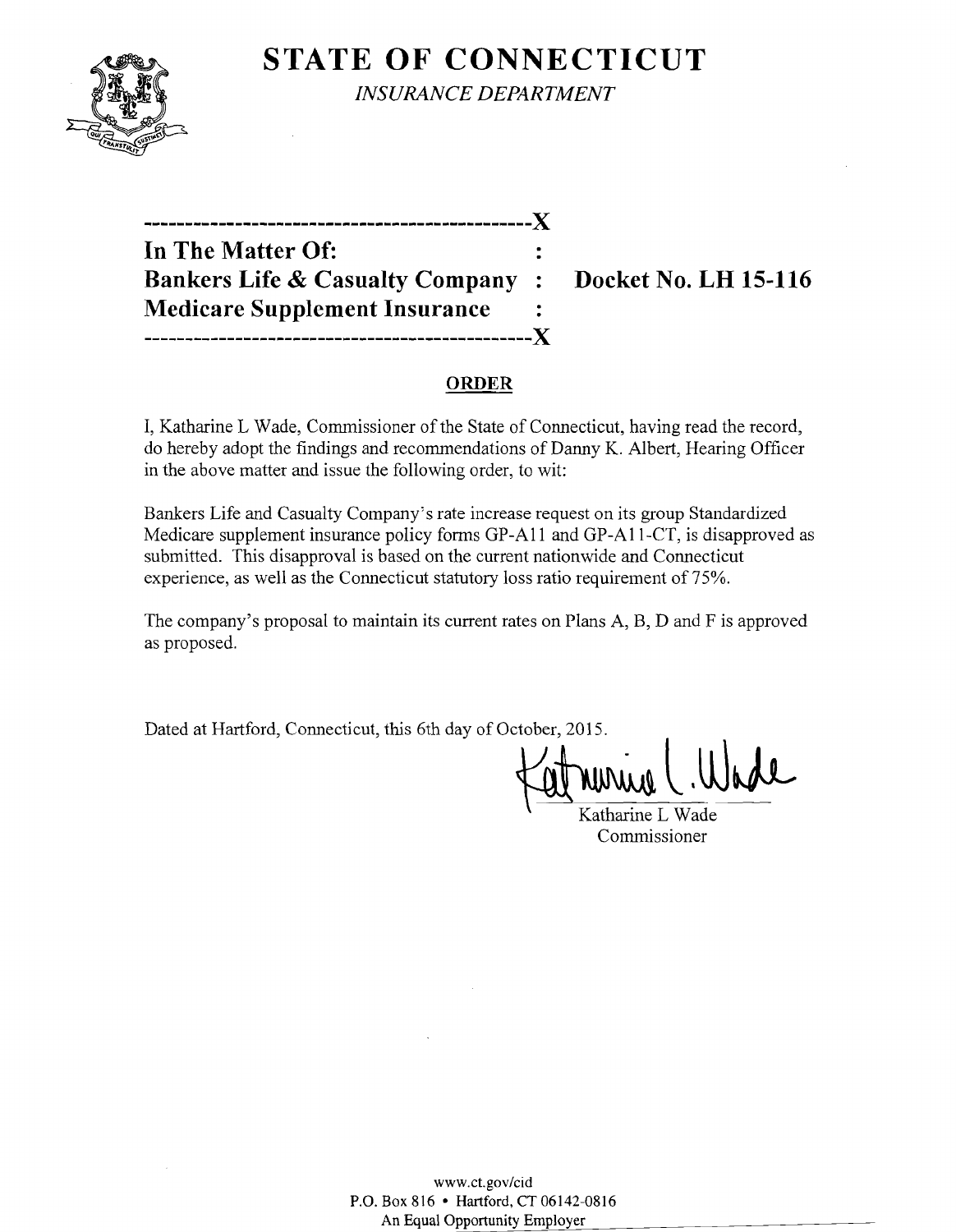# STATE OF CONNECTICUT

*INSURANCE DEPARTMENT*

---

**In The Matter Of:**
**Bankers Life & Casualty Company : Docket No. LH 15-116**
**Medicare Supplement Insurance**

---

## ORDER

I, Katharine L Wade, Commissioner of the State of Connecticut, having read the record, do hereby adopt the findings and recommendations of Danny K. Albert, Hearing Officer in the above matter and issue the following order, to wit:

Bankers Life and Casualty Company's rate increase request on its group Standardized Medicare supplement insurance policy forms GP-A11 and GP-A11-CT, is disapproved as submitted. This disapproval is based on the current nationwide and Connecticut experience, as well as the Connecticut statutory loss ratio requirement of 75%.

The company's proposal to maintain its current rates on Plans A, B, D and F is approved as proposed.

Dated at Hartford, Connecticut, this 6th day of October, 2015.

Katharine L Wade
Commissioner

www.ct.gov/cid
P.O. Box 816 • Hartford, CT 06142-0816
An Equal Opportunity Employer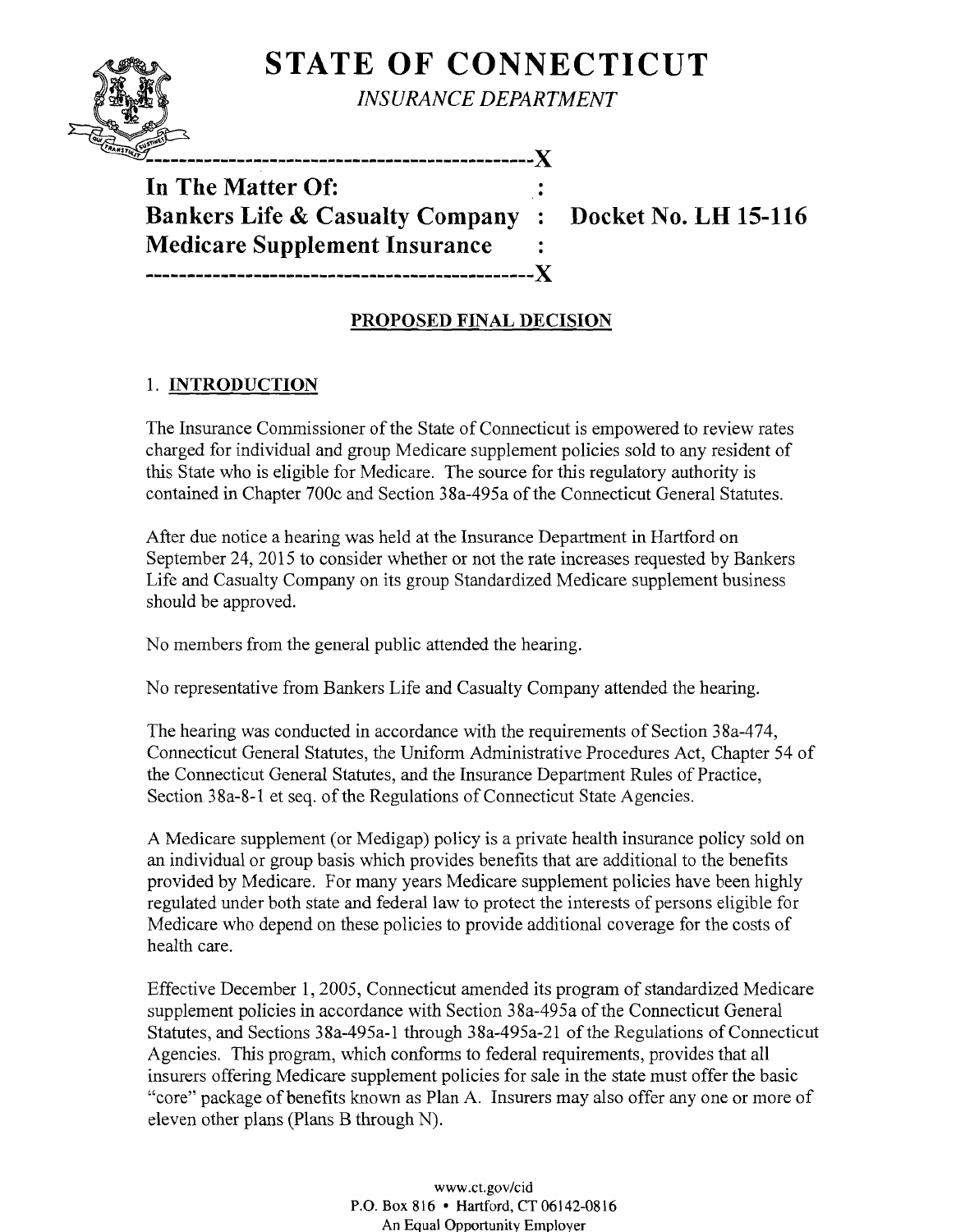# STATE OF CONNECTICUT

*INSURANCE DEPARTMENT*

---

**In The Matter Of:**
**Bankers Life & Casualty Company : Docket No. LH 15-116**
**Medicare Supplement Insurance**

---

**PROPOSED FINAL DECISION**

## 1. INTRODUCTION

The Insurance Commissioner of the State of Connecticut is empowered to review rates charged for individual and group Medicare supplement policies sold to any resident of this State who is eligible for Medicare. The source for this regulatory authority is contained in Chapter 700c and Section 38a-495a of the Connecticut General Statutes.

After due notice a hearing was held at the Insurance Department in Hartford on September 24, 2015 to consider whether or not the rate increases requested by Bankers Life and Casualty Company on its group Standardized Medicare supplement business should be approved.

No members from the general public attended the hearing.

No representative from Bankers Life and Casualty Company attended the hearing.

The hearing was conducted in accordance with the requirements of Section 38a-474, Connecticut General Statutes, the Uniform Administrative Procedures Act, Chapter 54 of the Connecticut General Statutes, and the Insurance Department Rules of Practice, Section 38a-8-1 et seq. of the Regulations of Connecticut State Agencies.

A Medicare supplement (or Medigap) policy is a private health insurance policy sold on an individual or group basis which provides benefits that are additional to the benefits provided by Medicare. For many years Medicare supplement policies have been highly regulated under both state and federal law to protect the interests of persons eligible for Medicare who depend on these policies to provide additional coverage for the costs of health care.

Effective December 1, 2005, Connecticut amended its program of standardized Medicare supplement policies in accordance with Section 38a-495a of the Connecticut General Statutes, and Sections 38a-495a-1 through 38a-495a-21 of the Regulations of Connecticut Agencies. This program, which conforms to federal requirements, provides that all insurers offering Medicare supplement policies for sale in the state must offer the basic "core" package of benefits known as Plan A. Insurers may also offer any one or more of eleven other plans (Plans B through N).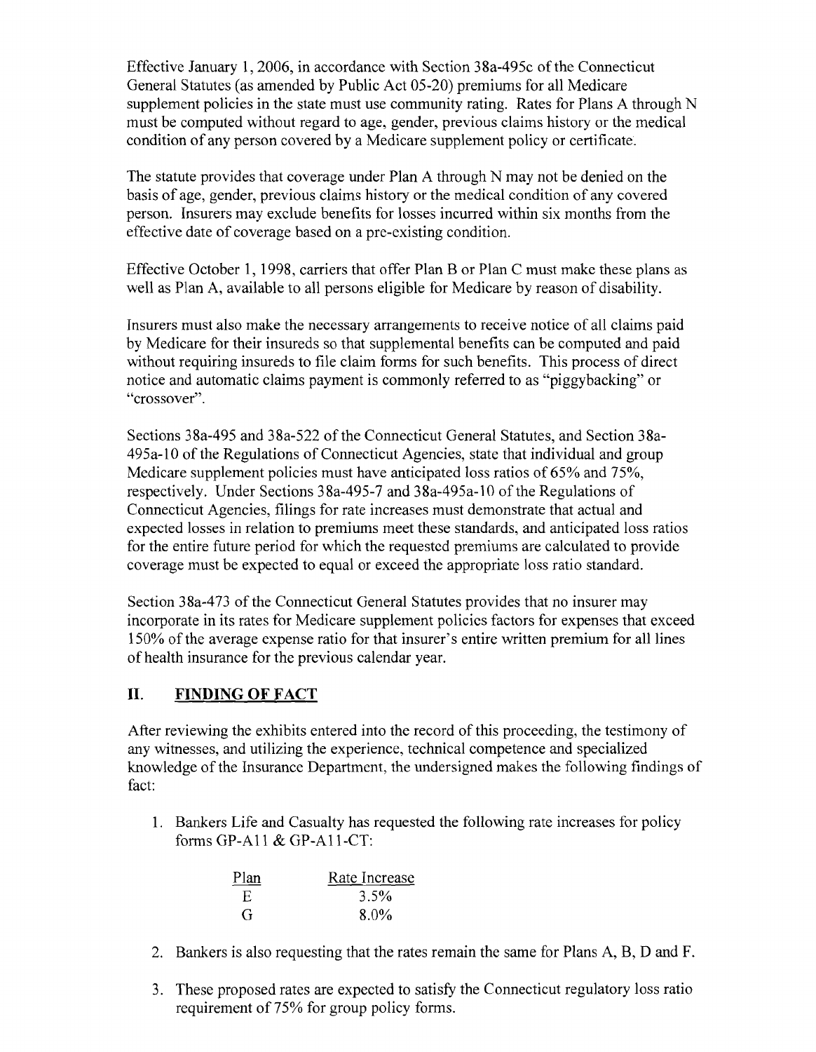Effective January 1, 2006, in accordance with Section 38a-495c of the Connecticut General Statutes (as amended by Public Act 05-20) premiums for all Medicare supplement policies in the state must use community rating. Rates for Plans A through N must be computed without regard to age, gender, previous claims history or the medical condition of any person covered by a Medicare supplement policy or certificate.

The statute provides that coverage under Plan A through N may not be denied on the basis of age, gender, previous claims history or the medical condition of any covered person. Insurers may exclude benefits for losses incurred within six months from the effective date of coverage based on a pre-existing condition.

Effective October 1, 1998, carriers that offer Plan B or Plan C must make these plans as well as Plan A, available to all persons eligible for Medicare by reason of disability.

Insurers must also make the necessary arrangements to receive notice of all claims paid by Medicare for their insureds so that supplemental benefits can be computed and paid without requiring insureds to file claim forms for such benefits. This process of direct notice and automatic claims payment is commonly referred to as "piggybacking" or "crossover".

Sections 38a-495 and 38a-522 of the Connecticut General Statutes, and Section 38a-495a-10 of the Regulations of Connecticut Agencies, state that individual and group Medicare supplement policies must have anticipated loss ratios of 65% and 75%, respectively. Under Sections 38a-495-7 and 38a-495a-10 of the Regulations of Connecticut Agencies, filings for rate increases must demonstrate that actual and expected losses in relation to premiums meet these standards, and anticipated loss ratios for the entire future period for which the requested premiums are calculated to provide coverage must be expected to equal or exceed the appropriate loss ratio standard.

Section 38a-473 of the Connecticut General Statutes provides that no insurer may incorporate in its rates for Medicare supplement policies factors for expenses that exceed 150% of the average expense ratio for that insurer's entire written premium for all lines of health insurance for the previous calendar year.

## II. FINDING OF FACT

After reviewing the exhibits entered into the record of this proceeding, the testimony of any witnesses, and utilizing the experience, technical competence and specialized knowledge of the Insurance Department, the undersigned makes the following findings of fact:

1. Bankers Life and Casualty has requested the following rate increases for policy forms GP-A11 & GP-A11-CT:

| Plan | Rate Increase |
|---|---|
| E | 3.5% |
| G | 8.0% |

2. Bankers is also requesting that the rates remain the same for Plans A, B, D and F.

3. These proposed rates are expected to satisfy the Connecticut regulatory loss ratio requirement of 75% for group policy forms.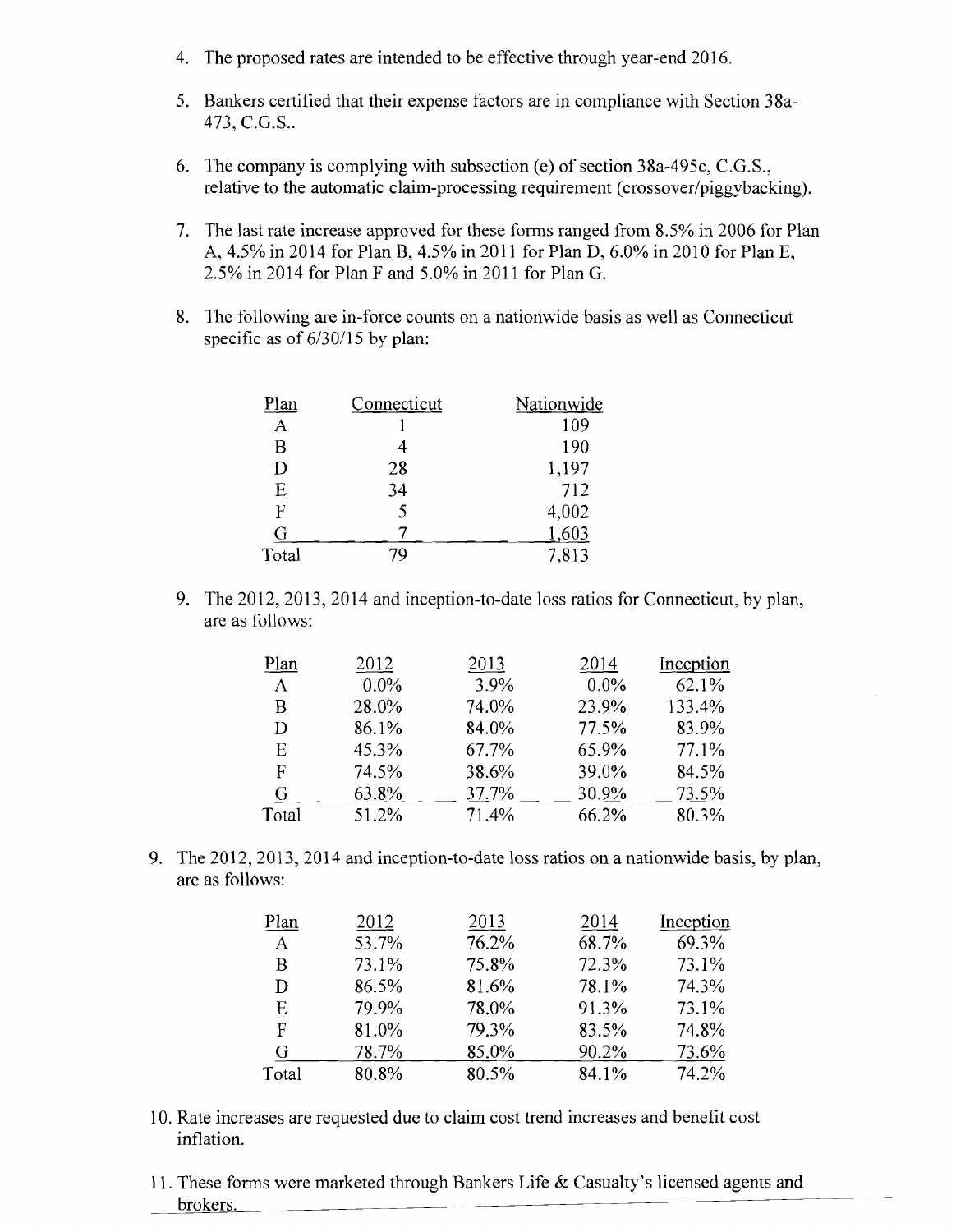4. The proposed rates are intended to be effective through year-end 2016.

5. Bankers certified that their expense factors are in compliance with Section 38a-473, C.G.S..

6. The company is complying with subsection (e) of section 38a-495c, C.G.S., relative to the automatic claim-processing requirement (crossover/piggybacking).

7. The last rate increase approved for these forms ranged from 8.5% in 2006 for Plan A, 4.5% in 2014 for Plan B, 4.5% in 2011 for Plan D, 6.0% in 2010 for Plan E, 2.5% in 2014 for Plan F and 5.0% in 2011 for Plan G.

8. The following are in-force counts on a nationwide basis as well as Connecticut specific as of 6/30/15 by plan:

| Plan | Connecticut | Nationwide |
|---|---|---|
| A | 1 | 109 |
| B | 4 | 190 |
| D | 28 | 1,197 |
| E | 34 | 712 |
| F | 5 | 4,002 |
| G | 7 | 1,603 |
| Total | 79 | 7,813 |

9. The 2012, 2013, 2014 and inception-to-date loss ratios for Connecticut, by plan, are as follows:

| Plan | 2012 | 2013 | 2014 | Inception |
|---|---|---|---|---|
| A | 0.0% | 3.9% | 0.0% | 62.1% |
| B | 28.0% | 74.0% | 23.9% | 133.4% |
| D | 86.1% | 84.0% | 77.5% | 83.9% |
| E | 45.3% | 67.7% | 65.9% | 77.1% |
| F | 74.5% | 38.6% | 39.0% | 84.5% |
| G | 63.8% | 37.7% | 30.9% | 73.5% |
| Total | 51.2% | 71.4% | 66.2% | 80.3% |

9. The 2012, 2013, 2014 and inception-to-date loss ratios on a nationwide basis, by plan, are as follows:

| Plan | 2012 | 2013 | 2014 | Inception |
|---|---|---|---|---|
| A | 53.7% | 76.2% | 68.7% | 69.3% |
| B | 73.1% | 75.8% | 72.3% | 73.1% |
| D | 86.5% | 81.6% | 78.1% | 74.3% |
| E | 79.9% | 78.0% | 91.3% | 73.1% |
| F | 81.0% | 79.3% | 83.5% | 74.8% |
| G | 78.7% | 85.0% | 90.2% | 73.6% |
| Total | 80.8% | 80.5% | 84.1% | 74.2% |

10. Rate increases are requested due to claim cost trend increases and benefit cost inflation.

11. These forms were marketed through Bankers Life & Casualty's licensed agents and brokers.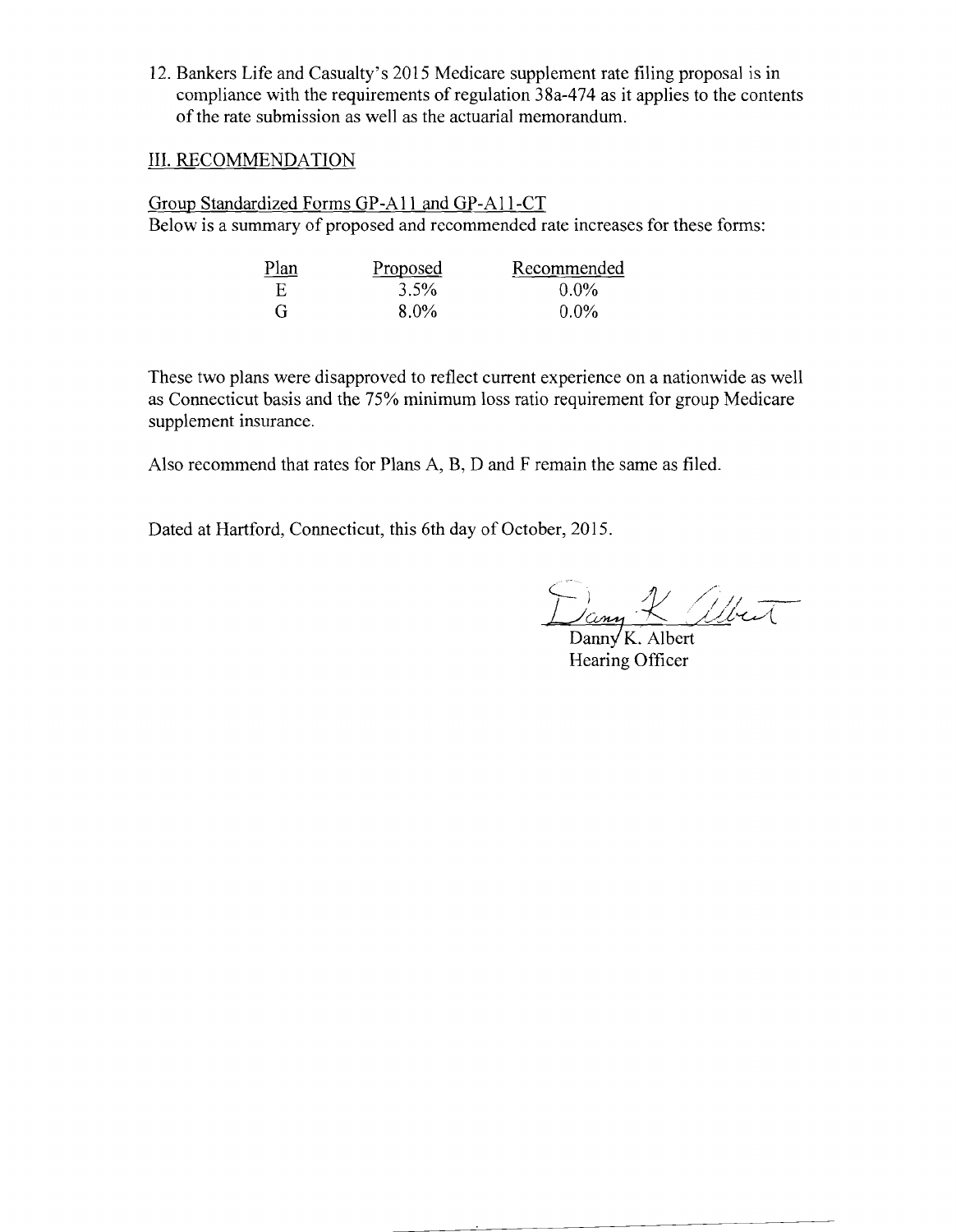12. Bankers Life and Casualty's 2015 Medicare supplement rate filing proposal is in compliance with the requirements of regulation 38a-474 as it applies to the contents of the rate submission as well as the actuarial memorandum.

## III. RECOMMENDATION

Group Standardized Forms GP-A11 and GP-A11-CT

Below is a summary of proposed and recommended rate increases for these forms:

| Plan | Proposed | Recommended |
|---|---|---|
| E | 3.5% | 0.0% |
| G | 8.0% | 0.0% |

These two plans were disapproved to reflect current experience on a nationwide as well as Connecticut basis and the 75% minimum loss ratio requirement for group Medicare supplement insurance.

Also recommend that rates for Plans A, B, D and F remain the same as filed.

Dated at Hartford, Connecticut, this 6th day of October, 2015.

Danny K. Albert
Hearing Officer